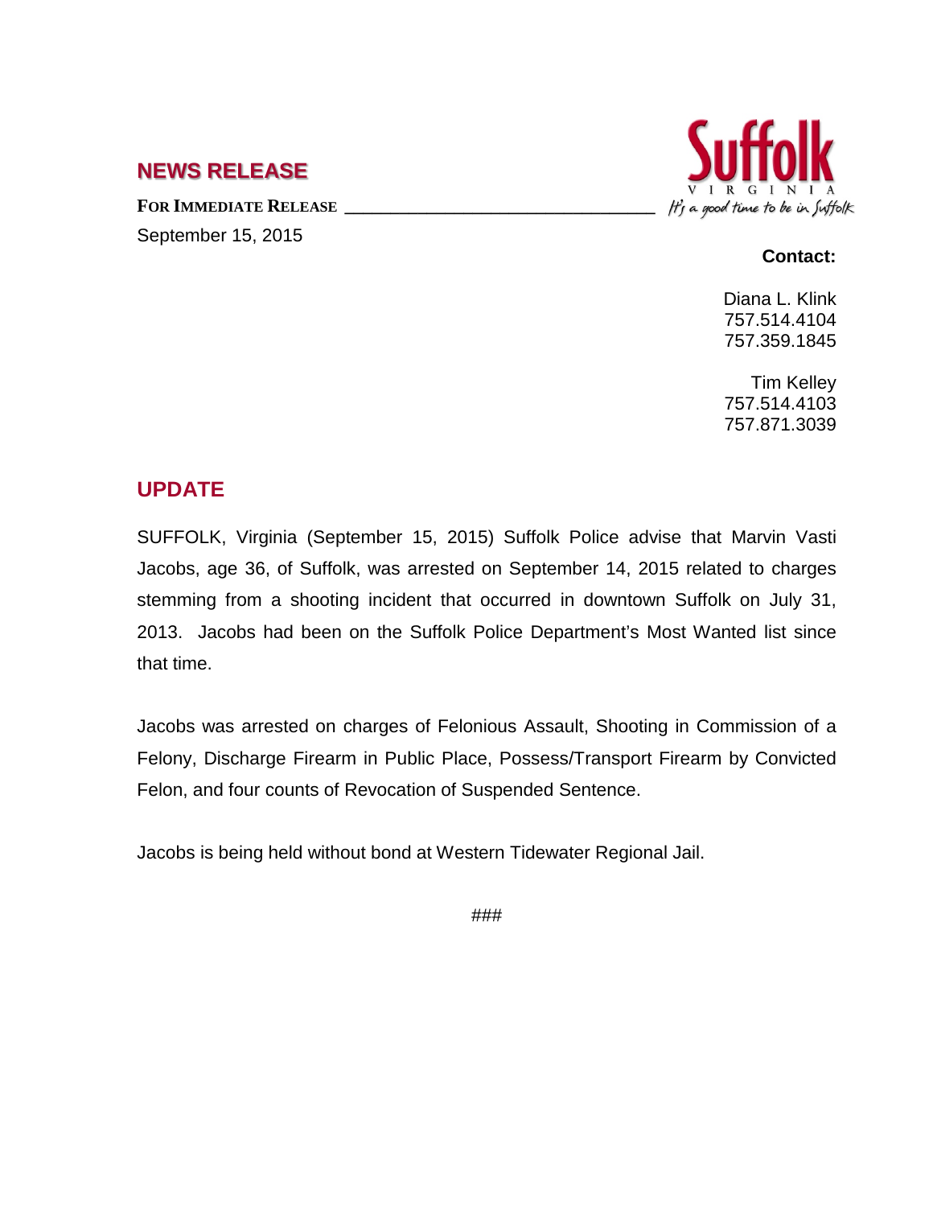## NEWS RELEASE

**FOR IMMEDIATE RELEASE**

September 15, 2015

Suffolk VIRGINIA
*It's a good time to be in Suffolk*

**Contact:**

Diana L. Klink
757.514.4104
757.359.1845

Tim Kelley
757.514.4103
757.871.3039

## UPDATE

SUFFOLK, Virginia (September 15, 2015) Suffolk Police advise that Marvin Vasti Jacobs, age 36, of Suffolk, was arrested on September 14, 2015 related to charges stemming from a shooting incident that occurred in downtown Suffolk on July 31, 2013. Jacobs had been on the Suffolk Police Department's Most Wanted list since that time.

Jacobs was arrested on charges of Felonious Assault, Shooting in Commission of a Felony, Discharge Firearm in Public Place, Possess/Transport Firearm by Convicted Felon, and four counts of Revocation of Suspended Sentence.

Jacobs is being held without bond at Western Tidewater Regional Jail.

###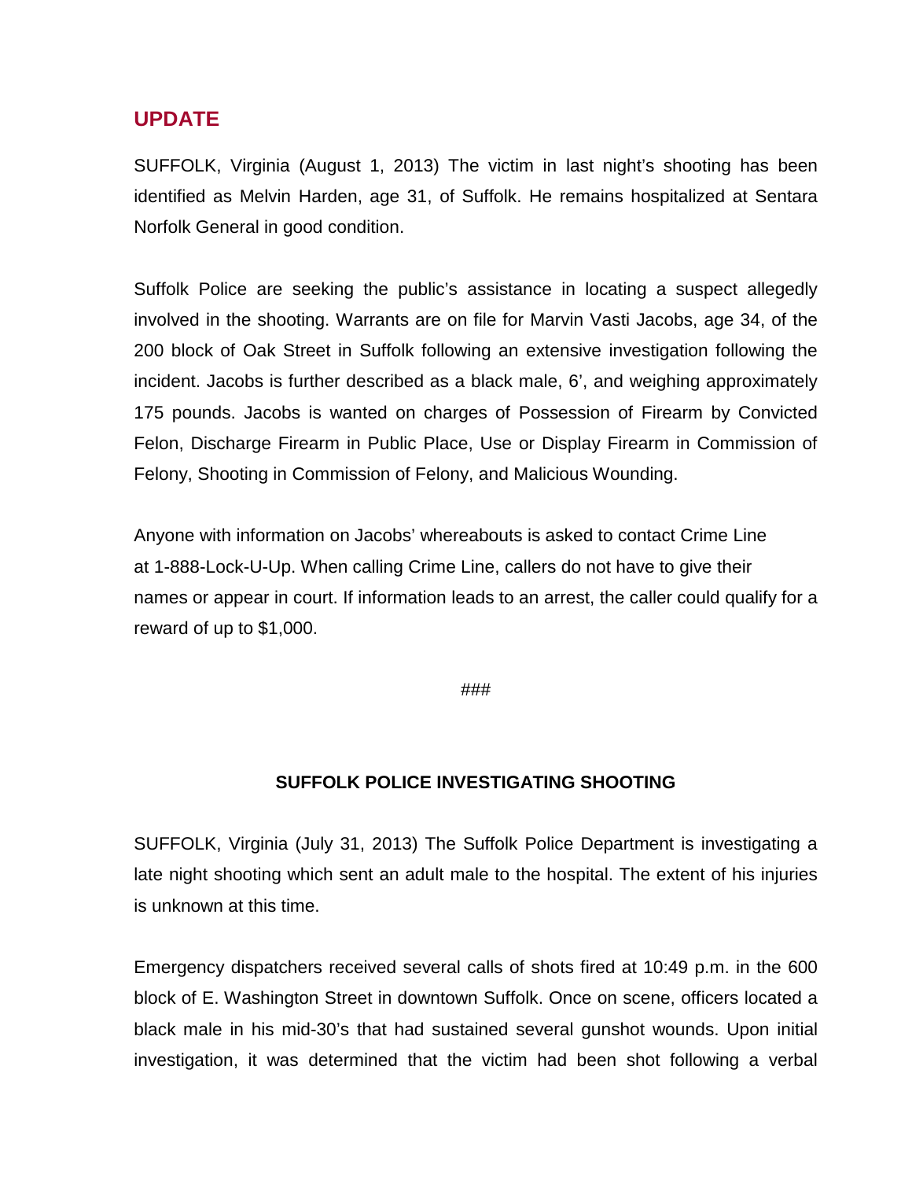## UPDATE

SUFFOLK, Virginia (August 1, 2013) The victim in last night's shooting has been identified as Melvin Harden, age 31, of Suffolk. He remains hospitalized at Sentara Norfolk General in good condition.

Suffolk Police are seeking the public's assistance in locating a suspect allegedly involved in the shooting. Warrants are on file for Marvin Vasti Jacobs, age 34, of the 200 block of Oak Street in Suffolk following an extensive investigation following the incident. Jacobs is further described as a black male, 6', and weighing approximately 175 pounds. Jacobs is wanted on charges of Possession of Firearm by Convicted Felon, Discharge Firearm in Public Place, Use or Display Firearm in Commission of Felony, Shooting in Commission of Felony, and Malicious Wounding.

Anyone with information on Jacobs' whereabouts is asked to contact Crime Line at 1-888-Lock-U-Up. When calling Crime Line, callers do not have to give their names or appear in court. If information leads to an arrest, the caller could qualify for a reward of up to $1,000.

###

**SUFFOLK POLICE INVESTIGATING SHOOTING**

SUFFOLK, Virginia (July 31, 2013) The Suffolk Police Department is investigating a late night shooting which sent an adult male to the hospital. The extent of his injuries is unknown at this time.

Emergency dispatchers received several calls of shots fired at 10:49 p.m. in the 600 block of E. Washington Street in downtown Suffolk. Once on scene, officers located a black male in his mid-30's that had sustained several gunshot wounds. Upon initial investigation, it was determined that the victim had been shot following a verbal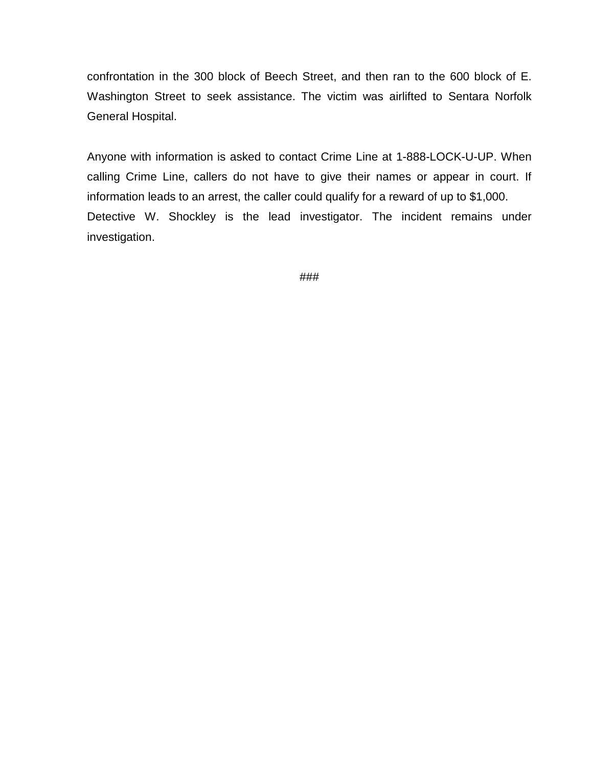confrontation in the 300 block of Beech Street, and then ran to the 600 block of E. Washington Street to seek assistance. The victim was airlifted to Sentara Norfolk General Hospital.

Anyone with information is asked to contact Crime Line at 1-888-LOCK-U-UP. When calling Crime Line, callers do not have to give their names or appear in court. If information leads to an arrest, the caller could qualify for a reward of up to $1,000.
Detective W. Shockley is the lead investigator. The incident remains under investigation.

###